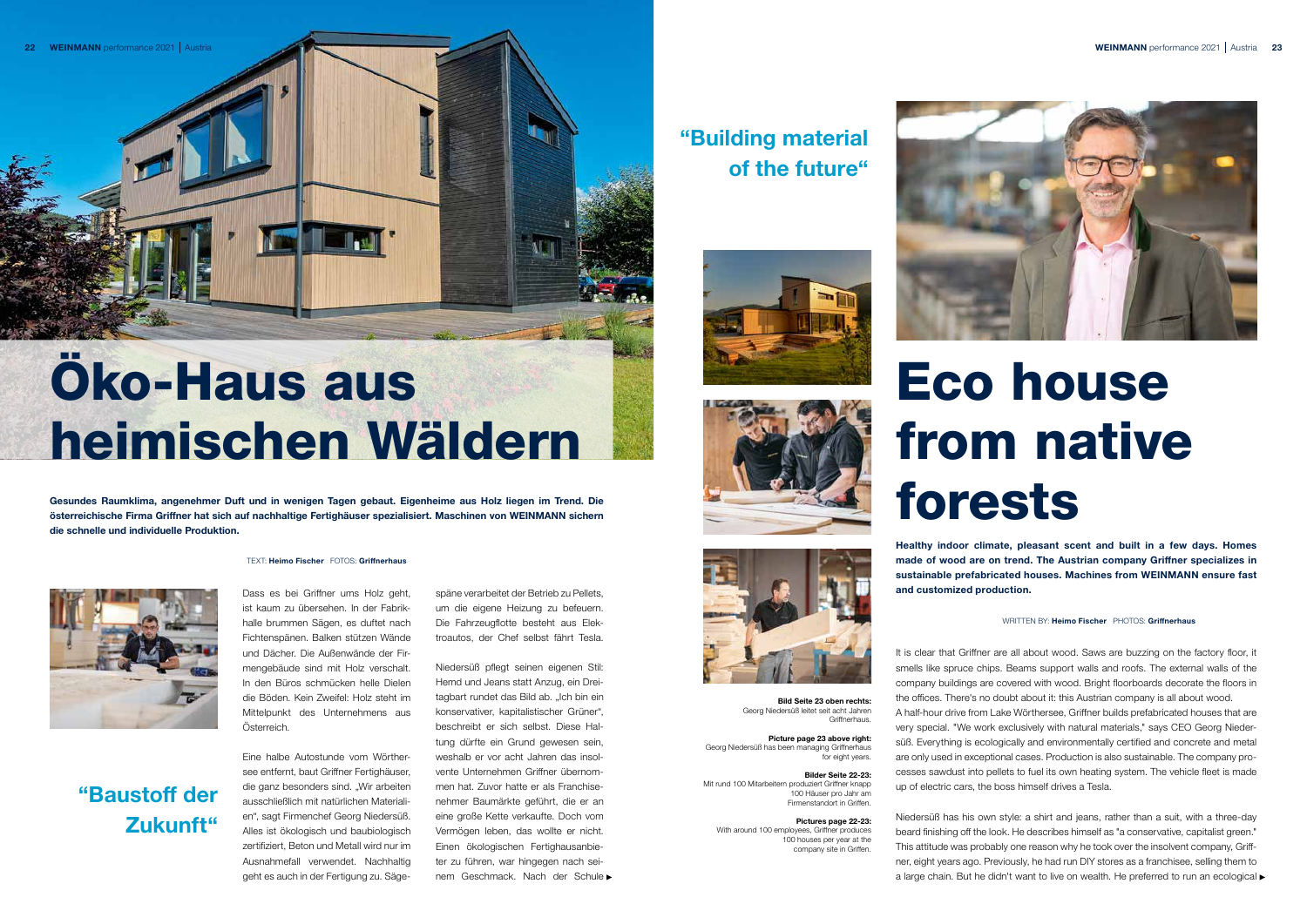# Öko-Haus aus heimischen Wäldern

**Gesundes Raumklima, angenehmer Duft und in wenigen Tagen gebaut. Eigenheime aus Holz liegen im Trend. Die österreichische Firma Griffner hat sich auf nachhaltige Fertighäuser spezialisiert. Maschinen von WEINMANN sichern die schnelle und individuelle Produktion.**

TEXT: **Heimo Fischer** FOTOS: **Griffnerhaus**

Dass es bei Griffner ums Holz geht, ist kaum zu übersehen. In der Fabrikhalle brummen Sägen, es duftet nach Fichtenspänen. Balken stützen Wände und Dächer. Die Außenwände der Firmengebäude sind mit Holz verschalt. In den Büros schmücken helle Dielen die Böden. Kein Zweifel: Holz steht im Mittelpunkt des Unternehmens aus Österreich.

Eine halbe Autostunde vom Wörthersee entfernt, baut Griffner Fertighäuser, die ganz besonders sind. „Wir arbeiten ausschließlich mit natürlichen Materialien", sagt Firmenchef Georg Niedersüß. Alles ist ökologisch und baubiologisch zertifiziert, Beton und Metall wird nur im Ausnahmefall verwendet. Nachhaltig geht es auch in der Fertigung zu. Sägespäne verarbeitet der Betrieb zu Pellets, um die eigene Heizung zu befeuern. Die Fahrzeugflotte besteht aus Elektroautos, der Chef selbst fährt Tesla.

## „Baustoff der Zukunft"

Niedersüß pflegt seinen eigenen Stil: Hemd und Jeans statt Anzug, ein Dreitagbart rundet das Bild ab. „Ich bin ein konservativer, kapitalistischer Grüner", beschreibt er sich selbst. Diese Haltung dürfte ein Grund gewesen sein, weshalb er vor acht Jahren das insolvente Unternehmen Griffner übernommen hat. Zuvor hatte er als Franchisenehmer Baumärkte geführt, die er an eine große Kette verkaufte. Doch vom Vermögen leben, das wollte er nicht. Einen ökologischen Fertighausanbieter zu führen, war hingegen nach seinem Geschmack. Nach der Schule ▸

**Bild Seite 23 oben rechts:** Georg Niedersüß leitet seit acht Jahren Griffnerhaus.

**Picture page 23 above right:** Georg Niedersüß has been managing Griffnerhaus for eight years.

**Bilder Seite 22-23:** Mit rund 100 Mitarbeitern produziert Griffner knapp 100 Häuser pro Jahr am Firmenstandort in Griffen.

**Pictures page 22-23:** With around 100 employees, Griffner produces 100 houses per year at the company site in Griffen.

# Eco house from native forests

**Healthy indoor climate, pleasant scent and built in a few days. Homes made of wood are on trend. The Austrian company Griffner specializes in sustainable prefabricated houses. Machines from WEINMANN ensure fast and customized production.**

WRITTEN BY: **Heimo Fischer** PHOTOS: **Griffnerhaus**

It is clear that Griffner are all about wood. Saws are buzzing on the factory floor, it smells like spruce chips. Beams support walls and roofs. The external walls of the company buildings are covered with wood. Bright floorboards decorate the floors in the offices. There's no doubt about it: this Austrian company is all about wood.

A half-hour drive from Lake Wörthersee, Griffner builds prefabricated houses that are very special. "We work exclusively with natural materials," says CEO Georg Niedersüß. Everything is ecologically and environmentally certified and concrete and metal are only used in exceptional cases. Production is also sustainable. The company processes sawdust into pellets to fuel its own heating system. The vehicle fleet is made up of electric cars, the boss himself drives a Tesla.

## "Building material of the future"

Niedersüß has his own style: a shirt and jeans, rather than a suit, with a three-day beard finishing off the look. He describes himself as "a conservative, capitalist green." This attitude was probably one reason why he took over the insolvent company, Griffner, eight years ago. Previously, he had run DIY stores as a franchisee, selling them to a large chain. But he didn't want to live on wealth. He preferred to run an ecological ▸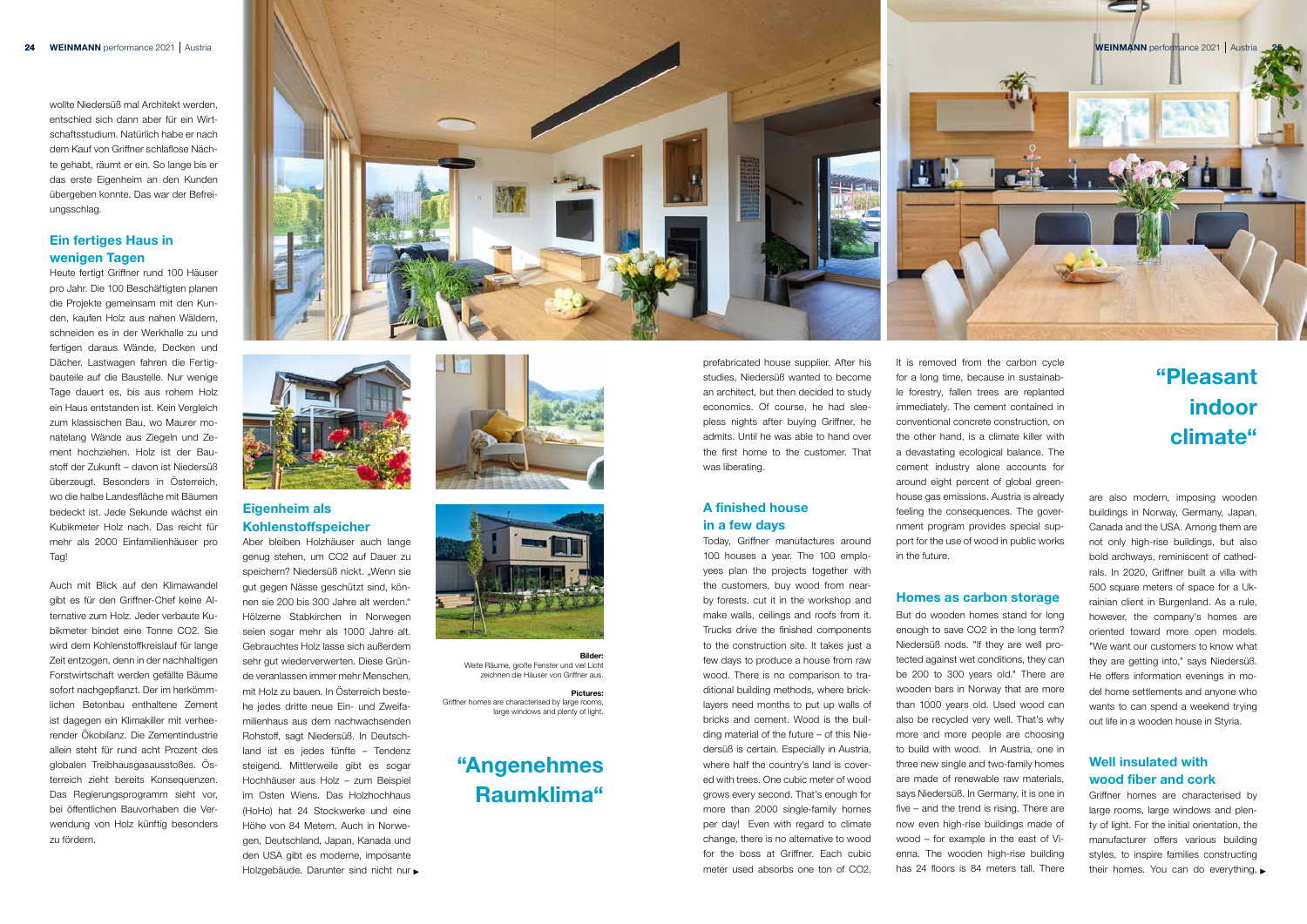wollte Niedersüß mal Architekt werden, entschied sich dann aber für ein Wirtschaftsstudium. Natürlich habe er nach dem Kauf von Griffner schlaflose Nächte gehabt, räumt er ein. So lange bis er das erste Eigenheim an den Kunden übergeben konnte. Das war der Befreiungsschlag.

## Ein fertiges Haus in wenigen Tagen

Heute fertigt Griffner rund 100 Häuser pro Jahr. Die 100 Beschäftigten planen die Projekte gemeinsam mit den Kunden, kaufen Holz aus nahen Wäldern, schneiden es in der Werkhalle zu und fertigen daraus Wände, Decken und Dächer. Lastwagen fahren die Fertigbauteile auf die Baustelle. Nur wenige Tage dauert es, bis aus rohem Holz ein Haus entstanden ist. Kein Vergleich zum klassischen Bau, wo Maurer monatelang Wände aus Ziegeln und Zement hochziehen. Holz ist der Baustoff der Zukunft – davon ist Niedersüß überzeugt. Besonders in Österreich, wo die halbe Landesfläche mit Bäumen bedeckt ist. Jede Sekunde wächst ein Kubikmeter Holz nach. Das reicht für mehr als 2000 Einfamilienhäuser pro Tag!

Auch mit Blick auf den Klimawandel gibt es für den Griffner-Chef keine Alternative zum Holz. Jeder verbaute Kubikmeter bindet eine Tonne $CO_2$. Sie wird dem Kohlenstoffkreislauf für lange Zeit entzogen, denn in der nachhaltigen Forstwirtschaft werden gefällte Bäume sofort nachgepflanzt. Der im herkömmlichen Betonbau enthaltene Zement ist dagegen ein Klimakiller mit verheerender Ökobilanz. Die Zementindustrie allein steht für rund acht Prozent des globalen Treibhausgasausstoßes. Österreich zieht bereits Konsequenzen. Das Regierungsprogramm sieht vor, bei öffentlichen Bauvorhaben die Verwendung von Holz künftig besonders zu fördern.

## Eigenheim als Kohlenstoffspeicher

Aber bleiben Holzhäuser auch lange genug stehen, um $CO_2$ auf Dauer zu speichern? Niedersüß nickt. „Wenn sie gut gegen Nässe geschützt sind, können sie 200 bis 300 Jahre alt werden." Hölzerne Stabkirchen in Norwegen seien sogar mehr als 1000 Jahre alt. Gebrauchtes Holz lasse sich außerdem sehr gut wiederverwerten. Diese Gründe veranlassen immer mehr Menschen, mit Holz zu bauen. In Österreich bestehe jedes dritte neue Ein- und Zweifamilienhaus aus dem nachwachsenden Rohstoff, sagt Niedersüß. In Deutschland ist es jedes fünfte – Tendenz steigend. Mittlerweile gibt es sogar Hochhäuser aus Holz – zum Beispiel im Osten Wiens. Das Holzhochhaus (HoHo) hat 24 Stockwerke und eine Höhe von 84 Metern. Auch in Norwegen, Deutschland, Japan, Kanada und den USA gibt es moderne, imposante Holzgebäude. Darunter sind nicht nur ▸

**Bilder:**
Weite Räume, große Fenster und viel Licht zeichnen die Häuser von Griffner aus.

**Pictures:**
Griffner homes are characterised by large rooms, large windows and plenty of light.

## "Angenehmes Raumklima"

prefabricated house supplier. After his studies, Niedersüß wanted to become an architect, but then decided to study economics. Of course, he had sleepless nights after buying Griffner, he admits. Until he was able to hand over the first home to the customer. That was liberating.

## A finished house in a few days

Today, Griffner manufactures around 100 houses a year. The 100 employees plan the projects together with the customers, buy wood from nearby forests, cut it in the workshop and make walls, ceilings and roofs from it. Trucks drive the finished components to the construction site. It takes just a few days to produce a house from raw wood. There is no comparison to traditional building methods, where bricklayers need months to put up walls of bricks and cement. Wood is the building material of the future – of this Niedersüß is certain. Especially in Austria, where half the country's land is covered with trees. One cubic meter of wood grows every second. That's enough for more than 2000 single-family homes per day! Even with regard to climate change, there is no alternative to wood for the boss at Griffner. Each cubic meter used absorbs one ton of $CO_2$. It is removed from the carbon cycle for a long time, because in sustainable forestry, fallen trees are replanted immediately. The cement contained in conventional concrete construction, on the other hand, is a climate killer with a devastating ecological balance. The cement industry alone accounts for around eight percent of global greenhouse gas emissions. Austria is already feeling the consequences. The government program provides special support for the use of wood in public works in the future.

## Homes as carbon storage

But do wooden homes stand for long enough to save $CO_2$ in the long term? Niedersüß nods. "If they are well protected against wet conditions, they can be 200 to 300 years old." There are wooden bars in Norway that are more than 1000 years old. Used wood can also be recycled very well. That's why more and more people are choosing to build with wood. In Austria, one in three new single and two-family homes are made of renewable raw materials, says Niedersüß. In Germany, it is one in five – and the trend is rising. There are now even high-rise buildings made of wood – for example in the east of Vienna. The wooden high-rise building has 24 floors is 84 meters tall. There are also modern, imposing wooden buildings in Norway, Germany, Japan, Canada and the USA. Among them are not only high-rise buildings, but also bold archways, reminiscent of cathedrals. In 2020, Griffner built a villa with 500 square meters of space for a Ukrainian client in Burgenland. As a rule, however, the company's homes are oriented toward more open models. "We want our customers to know what they are getting into," says Niedersüß. He offers information evenings in model home settlements and anyone who wants to can spend a weekend trying out life in a wooden house in Styria.

## "Pleasant indoor climate"

## Well insulated with wood fiber and cork

Griffner homes are characterised by large rooms, large windows and plenty of light. For the initial orientation, the manufacturer offers various building styles, to inspire families constructing their homes. You can do everything, ▸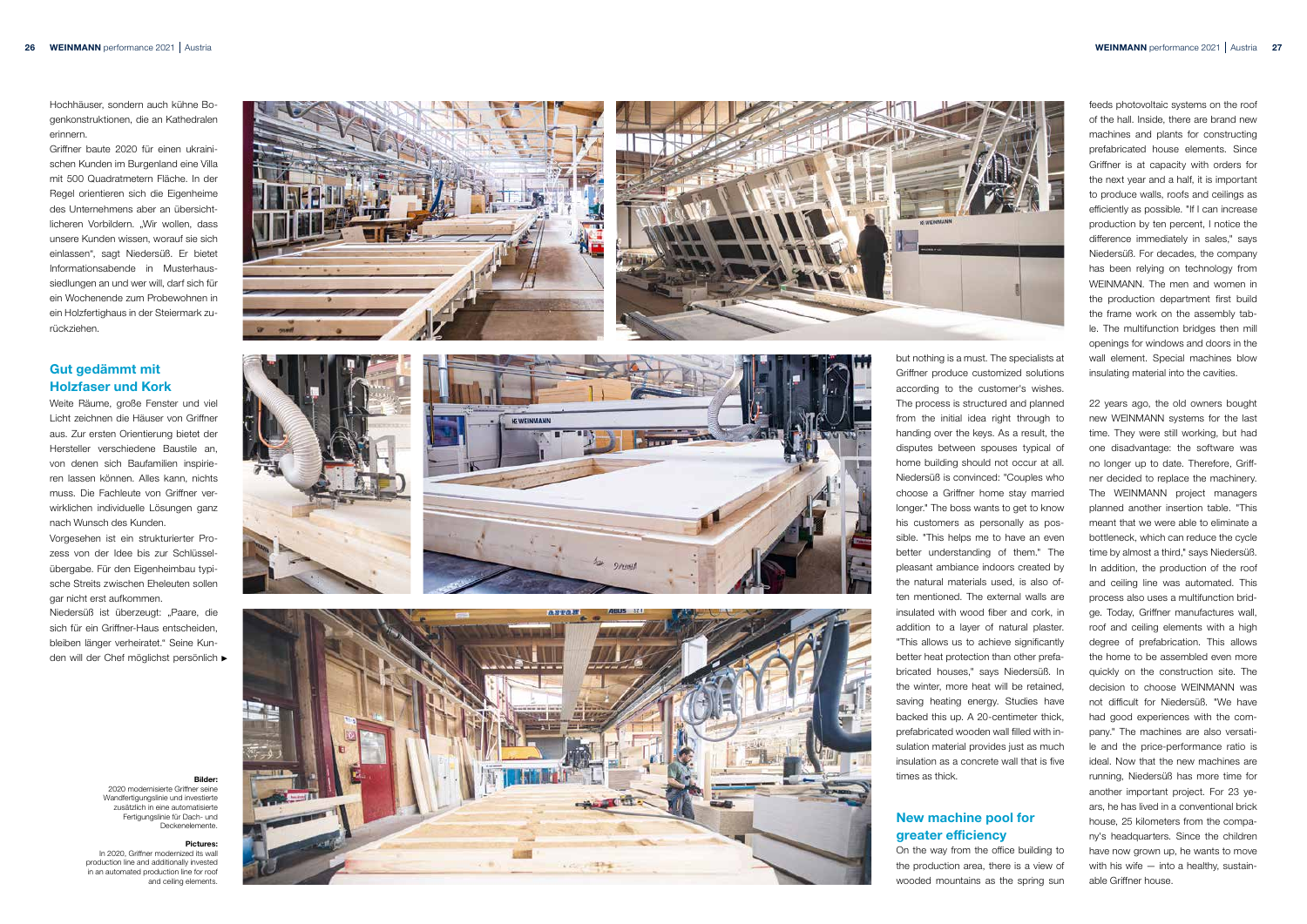Hochhäuser, sondern auch kühne Bogenkonstruktionen, die an Kathedralen erinnern.

Griffner baute 2020 für einen ukrainischen Kunden im Burgenland eine Villa mit 500 Quadratmetern Fläche. In der Regel orientieren sich die Eigenheime des Unternehmens aber an übersichtlicheren Vorbildern. „Wir wollen, dass unsere Kunden wissen, worauf sie sich einlassen", sagt Niedersüß. Er bietet Informationsabende in Musterhaussiedlungen an und wer will, darf sich für ein Wochenende zum Probewohnen in ein Holzfertighaus in der Steiermark zurückziehen.

## Gut gedämmt mit Holzfaser und Kork

Weite Räume, große Fenster und viel Licht zeichnen die Häuser von Griffner aus. Zur ersten Orientierung bietet der Hersteller verschiedene Baustile an, von denen sich Baufamilien inspirieren lassen können. Alles kann, nichts muss. Die Fachleute von Griffner verwirklichen individuelle Lösungen ganz nach Wunsch des Kunden.

Vorgesehen ist ein strukturierter Prozess von der Idee bis zur Schlüsselübergabe. Für den Eigenheimbau typische Streits zwischen Eheleuten sollen gar nicht erst aufkommen.

Niedersüß ist überzeugt: „Paare, die sich für ein Griffner-Haus entscheiden, bleiben länger verheiratet." Seine Kunden will der Chef möglichst persönlich ►

**Bilder:**
2020 modernisierte Griffner seine Wandfertigungslinie und investierte zusätzlich in eine automatisierte Fertigungslinie für Dach- und Deckenelemente.

**Pictures:**
In 2020, Griffner modernized its wall production line and additionally invested in an automated production line for roof and ceiling elements.

but nothing is a must. The specialists at Griffner produce customized solutions according to the customer's wishes. The process is structured and planned from the initial idea right through to handing over the keys. As a result, the disputes between spouses typical of home building should not occur at all. Niedersüß is convinced: "Couples who choose a Griffner home stay married longer." The boss wants to get to know his customers as personally as possible. "This helps me to have an even better understanding of them." The pleasant ambiance indoors created by the natural materials used, is also often mentioned. The external walls are insulated with wood fiber and cork, in addition to a layer of natural plaster. "This allows us to achieve significantly better heat protection than other prefabricated houses," says Niedersüß. In the winter, more heat will be retained, saving heating energy. Studies have backed this up. A 20-centimeter thick, prefabricated wooden wall filled with insulation material provides just as much insulation as a concrete wall that is five times as thick.

## New machine pool for greater efficiency

On the way from the office building to the production area, there is a view of wooded mountains as the spring sun feeds photovoltaic systems on the roof of the hall. Inside, there are brand new machines and plants for constructing prefabricated house elements. Since Griffner is at capacity with orders for the next year and a half, it is important to produce walls, roofs and ceilings as efficiently as possible. "If I can increase production by ten percent, I notice the difference immediately in sales," says Niedersüß. For decades, the company has been relying on technology from WEINMANN. The men and women in the production department first build the frame work on the assembly table. The multifunction bridges then mill openings for windows and doors in the wall element. Special machines blow insulating material into the cavities.

22 years ago, the old owners bought new WEINMANN systems for the last time. They were still working, but had one disadvantage: the software was no longer up to date. Therefore, Griffner decided to replace the machinery. The WEINMANN project managers planned another insertion table. "This meant that we were able to eliminate a bottleneck, which can reduce the cycle time by almost a third," says Niedersüß. In addition, the production of the roof and ceiling line was automated. This process also uses a multifunction bridge. Today, Griffner manufactures wall, roof and ceiling elements with a high degree of prefabrication. This allows the home to be assembled even more quickly on the construction site. The decision to choose WEINMANN was not difficult for Niedersüß. "We have had good experiences with the company." The machines are also versatile and the price-performance ratio is ideal. Now that the new machines are running, Niedersüß has more time for another important project. For 23 years, he has lived in a conventional brick house, 25 kilometers from the company's headquarters. Since the children have now grown up, he wants to move with his wife – into a healthy, sustainable Griffner house.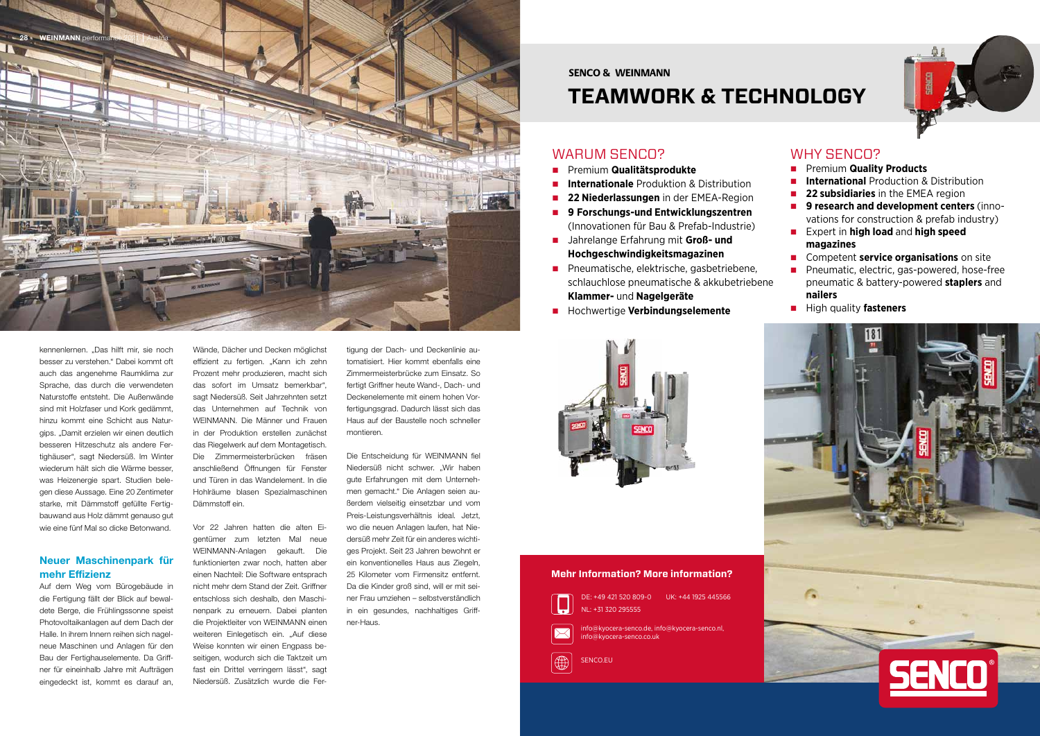kennenlernen. „Das hilft mir, sie noch besser zu verstehen." Dabei kommt oft auch das angenehme Raumklima zur Sprache, das durch die verwendeten Naturstoffe entsteht. Die Außenwände sind mit Holzfaser und Kork gedämmt, hinzu kommt eine Schicht aus Naturgips. „Damit erzielen wir einen deutlich besseren Hitzeschutz als andere Fertighäuser", sagt Niedersüß. Im Winter wiederum hält sich die Wärme besser, was Heizenergie spart. Studien belegen diese Aussage. Eine 20 Zentimeter starke, mit Dämmstoff gefüllte Fertigbauwand aus Holz dämmt genauso gut wie eine fünf Mal so dicke Betonwand.

### Neuer Maschinenpark für mehr Effizienz

Auf dem Weg vom Bürogebäude in die Fertigung fällt der Blick auf bewaldete Berge, die Frühlingssonne speist Photovoltaikanlagen auf dem Dach der Halle. In ihrem Innern reihen sich nagelneue Maschinen und Anlagen für den Bau der Fertighauselemente. Da Griffner für eineinhalb Jahre mit Aufträgen eingedeckt ist, kommt es darauf an, Wände, Dächer und Decken möglichst effizient zu fertigen. „Kann ich zehn Prozent mehr produzieren, macht sich das sofort im Umsatz bemerkbar", sagt Niedersüß. Seit Jahrzehnten setzt das Unternehmen auf Technik von WEINMANN. Die Männer und Frauen in der Produktion erstellen zunächst das Riegelwerk auf dem Montagetisch. Die Zimmermeisterbrücken fräsen anschließend Öffnungen für Fenster und Türen in das Wandelement. In die Hohlräume blasen Spezialmaschinen Dämmstoff ein.

Vor 22 Jahren hatten die alten Eigentümer zum letzten Mal neue WEINMANN-Anlagen gekauft. Die funktionierten zwar noch, hatten aber einen Nachteil: Die Software entsprach nicht mehr dem Stand der Zeit. Griffner entschloss sich deshalb, den Maschinenpark zu erneuern. Dabei planten die Projektleiter von WEINMANN einen weiteren Einlegetisch ein. „Auf diese Weise konnten wir einen Engpass beseitigen, wodurch sich die Taktzeit um fast ein Drittel verringern lässt", sagt Niedersüß. Zusätzlich wurde die Fertigung der Dach- und Deckenlinie automatisiert. Hier kommt ebenfalls eine Zimmermeisterbrücke zum Einsatz. So fertigt Griffner heute Wand-, Dach- und Deckenelemente mit einem hohen Vorfertigungsgrad. Dadurch lässt sich das Haus auf der Baustelle noch schneller montieren.

Die Entscheidung für WEINMANN fiel Niedersüß nicht schwer. „Wir haben gute Erfahrungen mit dem Unternehmen gemacht." Die Anlagen seien außerdem vielseitig einsetzbar und vom Preis-Leistungsverhältnis ideal. Jetzt, wo die neuen Anlagen laufen, hat Niedersüß mehr Zeit für ein anderes wichtiges Projekt. Seit 23 Jahren bewohnt er ein konventionelles Haus aus Ziegeln, 25 Kilometer vom Firmensitz entfernt. Da die Kinder groß sind, will er mit seiner Frau umziehen – selbstverständlich in ein gesundes, nachhaltiges Griffner-Haus.

**SENCO & WEINMANN**

# TEAMWORK & TECHNOLOGY

## WARUM SENCO?

- Premium **Qualitätsprodukte**
- **Internationale** Produktion & Distribution
- **22 Niederlassungen** in der EMEA-Region
- **9 Forschungs-und Entwicklungszentren** (Innovationen für Bau & Prefab-Industrie)
- Jahrelange Erfahrung mit **Groß- und Hochgeschwindigkeitsmagazinen**
- Pneumatische, elektrische, gasbetriebene, schlauchlose pneumatische & akkubetriebene **Klammer-** und **Nagelgeräte**
- Hochwertige **Verbindungselemente**

## WHY SENCO?

- Premium **Quality Products**
- **International** Production & Distribution
- **22 subsidiaries** in the EMEA region
- **9 research and development centers** (innovations for construction & prefab industry)
- Expert in **high load** and **high speed magazines**
- Competent **service organisations** on site
- Pneumatic, electric, gas-powered, hose-free pneumatic & battery-powered **staplers** and **nailers**
- High quality **fasteners**

**Mehr Information? More information?**

DE: +49 421 520 809-0 UK: +44 1925 445566
NL: +31 320 295555

info@kyocera-senco.de, info@kyocera-senco.nl, info@kyocera-senco.co.uk

SENCO.EU